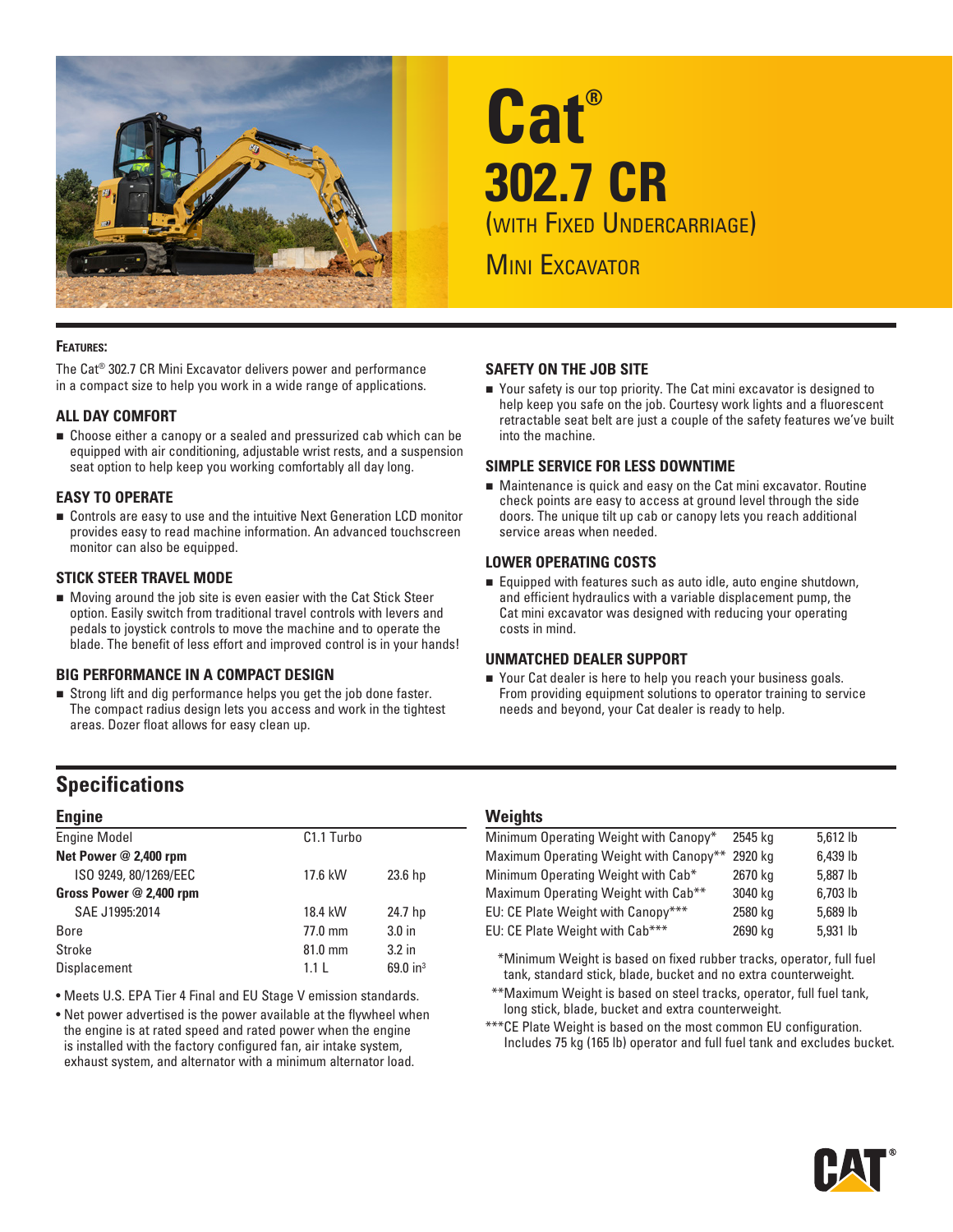# Cat® 302.7 CR

(With Fixed Undercarriage)

Mini Excavator

**Features:**

The Cat® 302.7 CR Mini Excavator delivers power and performance in a compact size to help you work in a wide range of applications.

### ALL DAY COMFORT

- Choose either a canopy or a sealed and pressurized cab which can be equipped with air conditioning, adjustable wrist rests, and a suspension seat option to help keep you working comfortably all day long.

### EASY TO OPERATE

- Controls are easy to use and the intuitive Next Generation LCD monitor provides easy to read machine information. An advanced touchscreen monitor can also be equipped.

### STICK STEER TRAVEL MODE

- Moving around the job site is even easier with the Cat Stick Steer option. Easily switch from traditional travel controls with levers and pedals to joystick controls to move the machine and to operate the blade. The benefit of less effort and improved control is in your hands!

### BIG PERFORMANCE IN A COMPACT DESIGN

- Strong lift and dig performance helps you get the job done faster. The compact radius design lets you access and work in the tightest areas. Dozer float allows for easy clean up.

### SAFETY ON THE JOB SITE

- Your safety is our top priority. The Cat mini excavator is designed to help keep you safe on the job. Courtesy work lights and a fluorescent retractable seat belt are just a couple of the safety features we've built into the machine.

### SIMPLE SERVICE FOR LESS DOWNTIME

- Maintenance is quick and easy on the Cat mini excavator. Routine check points are easy to access at ground level through the side doors. The unique tilt up cab or canopy lets you reach additional service areas when needed.

### LOWER OPERATING COSTS

- Equipped with features such as auto idle, auto engine shutdown, and efficient hydraulics with a variable displacement pump, the Cat mini excavator was designed with reducing your operating costs in mind.

### UNMATCHED DEALER SUPPORT

- Your Cat dealer is here to help you reach your business goals. From providing equipment solutions to operator training to service needs and beyond, your Cat dealer is ready to help.

## Specifications

### Engine

| | | |
|---|---|---|
| Engine Model | C1.1 Turbo | |
| **Net Power @ 2,400 rpm** | | |
| ISO 9249, 80/1269/EEC | 17.6 kW | 23.6 hp |
| **Gross Power @ 2,400 rpm** | | |
| SAE J1995:2014 | 18.4 kW | 24.7 hp |
| Bore | 77.0 mm | 3.0 in |
| Stroke | 81.0 mm | 3.2 in |
| Displacement | 1.1 L | 69.0 in³ |

- Meets U.S. EPA Tier 4 Final and EU Stage V emission standards.
- Net power advertised is the power available at the flywheel when the engine is at rated speed and rated power when the engine is installed with the factory configured fan, air intake system, exhaust system, and alternator with a minimum alternator load.

### Weights

| | | |
|---|---|---|
| Minimum Operating Weight with Canopy* | 2545 kg | 5,612 lb |
| Maximum Operating Weight with Canopy** | 2920 kg | 6,439 lb |
| Minimum Operating Weight with Cab* | 2670 kg | 5,887 lb |
| Maximum Operating Weight with Cab** | 3040 kg | 6,703 lb |
| EU: CE Plate Weight with Canopy*** | 2580 kg | 5,689 lb |
| EU: CE Plate Weight with Cab*** | 2690 kg | 5,931 lb |

*Minimum Weight is based on fixed rubber tracks, operator, full fuel tank, standard stick, blade, bucket and no extra counterweight.

**Maximum Weight is based on steel tracks, operator, full fuel tank, long stick, blade, bucket and extra counterweight.

***CE Plate Weight is based on the most common EU configuration. Includes 75 kg (165 lb) operator and full fuel tank and excludes bucket.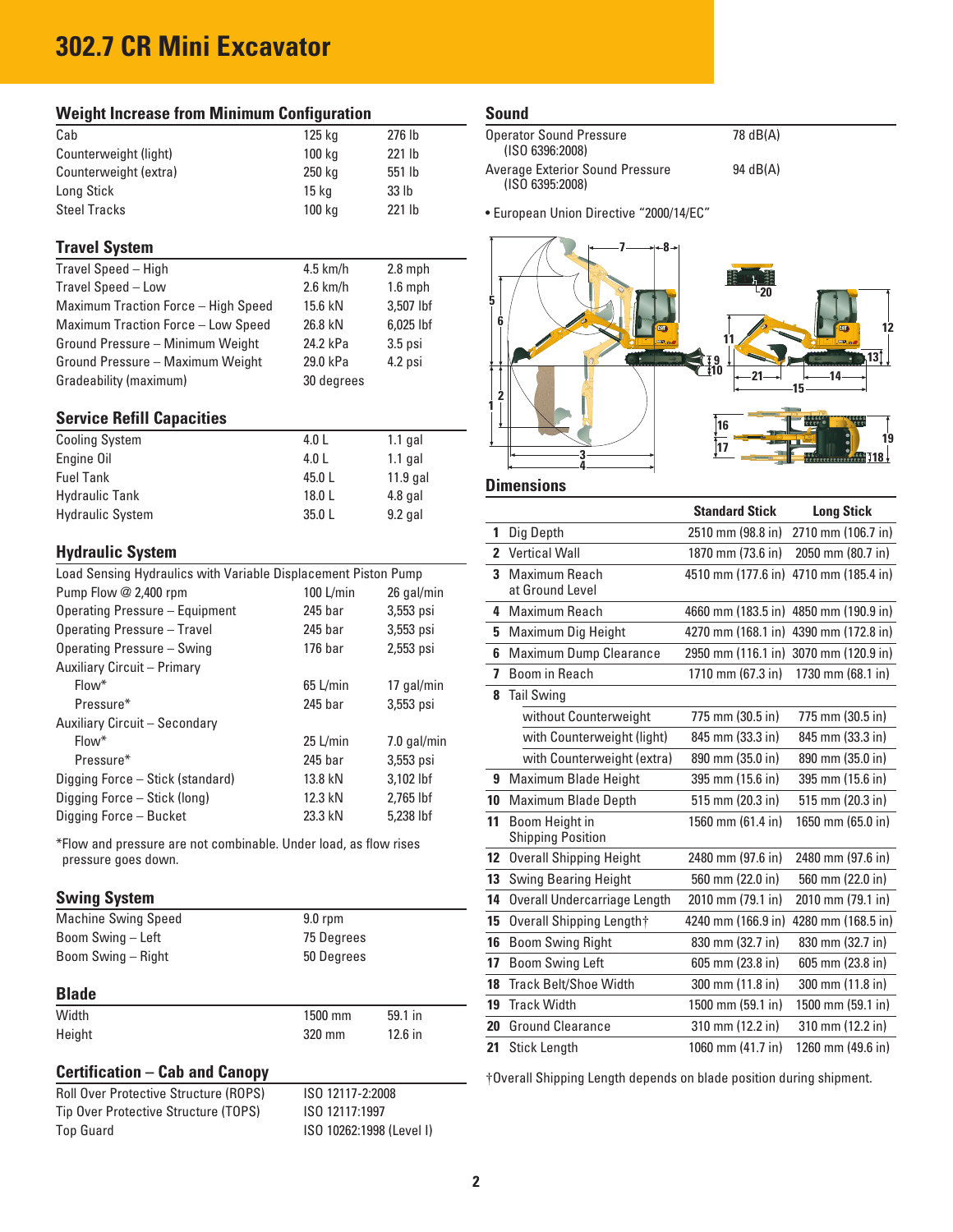# 302.7 CR Mini Excavator

## Weight Increase from Minimum Configuration

| | | |
|---|---|---|
| Cab | 125 kg | 276 lb |
| Counterweight (light) | 100 kg | 221 lb |
| Counterweight (extra) | 250 kg | 551 lb |
| Long Stick | 15 kg | 33 lb |
| Steel Tracks | 100 kg | 221 lb |

## Travel System

| | | |
|---|---|---|
| Travel Speed – High | 4.5 km/h | 2.8 mph |
| Travel Speed – Low | 2.6 km/h | 1.6 mph |
| Maximum Traction Force – High Speed | 15.6 kN | 3,507 lbf |
| Maximum Traction Force – Low Speed | 26.8 kN | 6,025 lbf |
| Ground Pressure – Minimum Weight | 24.2 kPa | 3.5 psi |
| Ground Pressure – Maximum Weight | 29.0 kPa | 4.2 psi |
| Gradeability (maximum) | 30 degrees | |

## Service Refill Capacities

| | | |
|---|---|---|
| Cooling System | 4.0 L | 1.1 gal |
| Engine Oil | 4.0 L | 1.1 gal |
| Fuel Tank | 45.0 L | 11.9 gal |
| Hydraulic Tank | 18.0 L | 4.8 gal |
| Hydraulic System | 35.0 L | 9.2 gal |

## Hydraulic System

Load Sensing Hydraulics with Variable Displacement Piston Pump

| | | |
|---|---|---|
| Pump Flow @ 2,400 rpm | 100 L/min | 26 gal/min |
| Operating Pressure – Equipment | 245 bar | 3,553 psi |
| Operating Pressure – Travel | 245 bar | 3,553 psi |
| Operating Pressure – Swing | 176 bar | 2,553 psi |
| Auxiliary Circuit – Primary | | |
| Flow* | 65 L/min | 17 gal/min |
| Pressure* | 245 bar | 3,553 psi |
| Auxiliary Circuit – Secondary | | |
| Flow* | 25 L/min | 7.0 gal/min |
| Pressure* | 245 bar | 3,553 psi |
| Digging Force – Stick (standard) | 13.8 kN | 3,102 lbf |
| Digging Force – Stick (long) | 12.3 kN | 2,765 lbf |
| Digging Force – Bucket | 23.3 kN | 5,238 lbf |

*Flow and pressure are not combinable. Under load, as flow rises pressure goes down.

## Swing System

| | |
|---|---|
| Machine Swing Speed | 9.0 rpm |
| Boom Swing – Left | 75 Degrees |
| Boom Swing – Right | 50 Degrees |

## Blade

| | | |
|---|---|---|
| Width | 1500 mm | 59.1 in |
| Height | 320 mm | 12.6 in |

## Certification – Cab and Canopy

| | |
|---|---|
| Roll Over Protective Structure (ROPS) | ISO 12117-2:2008 |
| Tip Over Protective Structure (TOPS) | ISO 12117:1997 |
| Top Guard | ISO 10262:1998 (Level I) |

## Sound

| | |
|---|---|
| Operator Sound Pressure (ISO 6396:2008) | 78 dB(A) |
| Average Exterior Sound Pressure (ISO 6395:2008) | 94 dB(A) |

- European Union Directive "2000/14/EC"

## Dimensions

| | | Standard Stick | Long Stick |
|---|---|---|---|
| 1 | Dig Depth | 2510 mm (98.8 in) | 2710 mm (106.7 in) |
| 2 | Vertical Wall | 1870 mm (73.6 in) | 2050 mm (80.7 in) |
| 3 | Maximum Reach at Ground Level | 4510 mm (177.6 in) | 4710 mm (185.4 in) |
| 4 | Maximum Reach | 4660 mm (183.5 in) | 4850 mm (190.9 in) |
| 5 | Maximum Dig Height | 4270 mm (168.1 in) | 4390 mm (172.8 in) |
| 6 | Maximum Dump Clearance | 2950 mm (116.1 in) | 3070 mm (120.9 in) |
| 7 | Boom in Reach | 1710 mm (67.3 in) | 1730 mm (68.1 in) |
| 8 | Tail Swing | | |
| | without Counterweight | 775 mm (30.5 in) | 775 mm (30.5 in) |
| | with Counterweight (light) | 845 mm (33.3 in) | 845 mm (33.3 in) |
| | with Counterweight (extra) | 890 mm (35.0 in) | 890 mm (35.0 in) |
| 9 | Maximum Blade Height | 395 mm (15.6 in) | 395 mm (15.6 in) |
| 10 | Maximum Blade Depth | 515 mm (20.3 in) | 515 mm (20.3 in) |
| 11 | Boom Height in Shipping Position | 1560 mm (61.4 in) | 1650 mm (65.0 in) |
| 12 | Overall Shipping Height | 2480 mm (97.6 in) | 2480 mm (97.6 in) |
| 13 | Swing Bearing Height | 560 mm (22.0 in) | 560 mm (22.0 in) |
| 14 | Overall Undercarriage Length | 2010 mm (79.1 in) | 2010 mm (79.1 in) |
| 15 | Overall Shipping Length† | 4240 mm (166.9 in) | 4280 mm (168.5 in) |
| 16 | Boom Swing Right | 830 mm (32.7 in) | 830 mm (32.7 in) |
| 17 | Boom Swing Left | 605 mm (23.8 in) | 605 mm (23.8 in) |
| 18 | Track Belt/Shoe Width | 300 mm (11.8 in) | 300 mm (11.8 in) |
| 19 | Track Width | 1500 mm (59.1 in) | 1500 mm (59.1 in) |
| 20 | Ground Clearance | 310 mm (12.2 in) | 310 mm (12.2 in) |
| 21 | Stick Length | 1060 mm (41.7 in) | 1260 mm (49.6 in) |

†Overall Shipping Length depends on blade position during shipment.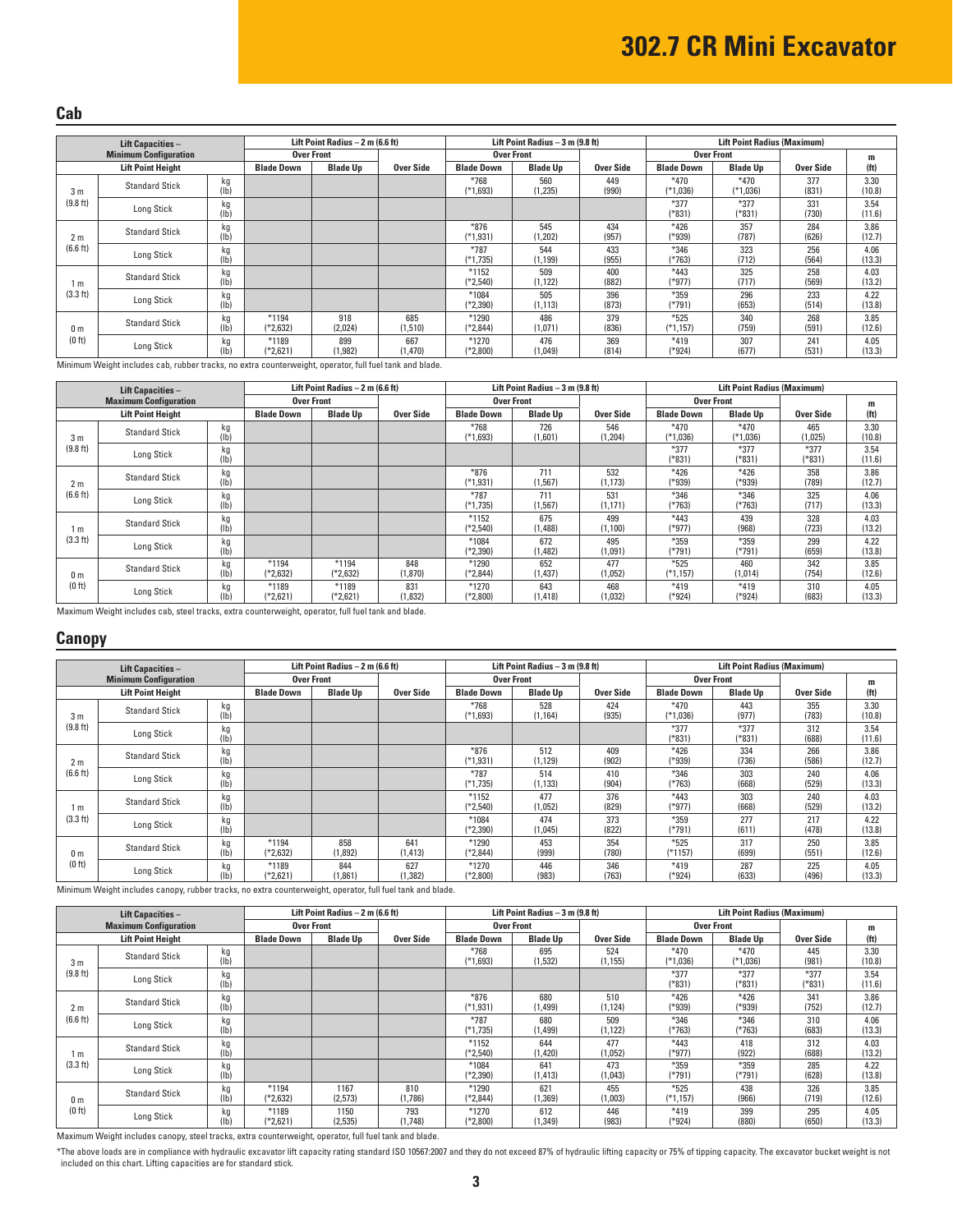# 302.7 CR Mini Excavator

## Cab

| Lift Capacities – Minimum Configuration | | | Lift Point Radius – 2 m (6.6 ft) | | | Lift Point Radius – 3 m (9.8 ft) | | | Lift Point Radius (Maximum) | | | |
|---|---|---|---|---|---|---|---|---|---|---|---|---|
| | | | Over Front | | | Over Front | | | Over Front | | | m |
| Lift Point Height | | | Blade Down | Blade Up | Over Side | Blade Down | Blade Up | Over Side | Blade Down | Blade Up | Over Side | (ft) |
| 3 m (9.8 ft) | Standard Stick | kg (lb) | | | | *768 (*1,693) | 560 (1,235) | 449 (990) | *470 (*1,036) | *470 (*1,036) | 377 (831) | 3.30 (10.8) |
| | Long Stick | kg (lb) | | | | | | | *377 (*831) | *377 (*831) | 331 (730) | 3.54 (11.6) |
| 2 m (6.6 ft) | Standard Stick | kg (lb) | | | | *876 (*1,931) | 545 (1,202) | 434 (957) | *426 (*939) | 357 (787) | 284 (626) | 3.86 (12.7) |
| | Long Stick | kg (lb) | | | | *787 (*1,735) | 544 (1,199) | 433 (955) | *346 (*763) | 323 (712) | 256 (564) | 4.06 (13.3) |
| 1 m (3.3 ft) | Standard Stick | kg (lb) | | | | *1152 (*2,540) | 509 (1,122) | 400 (882) | *443 (*977) | 325 (717) | 258 (569) | 4.03 (13.2) |
| | Long Stick | kg (lb) | | | | *1084 (*2,390) | 505 (1,113) | 396 (873) | *359 (*791) | 296 (653) | 233 (514) | 4.22 (13.8) |
| 0 m (0 ft) | Standard Stick | kg (lb) | *1194 (*2,632) | 918 (2,024) | 685 (1,510) | *1290 (*2,844) | 486 (1,071) | 379 (836) | *525 (*1,157) | 340 (759) | 268 (591) | 3.85 (12.6) |
| | Long Stick | kg (lb) | *1189 (*2,621) | 899 (1,982) | 667 (1,470) | *1270 (*2,800) | 476 (1,049) | 369 (814) | *419 (*924) | 307 (677) | 241 (531) | 4.05 (13.3) |

Minimum Weight includes cab, rubber tracks, no extra counterweight, operator, full fuel tank and blade.

| Lift Capacities – Maximum Configuration | | | Lift Point Radius – 2 m (6.6 ft) | | | Lift Point Radius – 3 m (9.8 ft) | | | Lift Point Radius (Maximum) | | | |
|---|---|---|---|---|---|---|---|---|---|---|---|---|
| | | | Over Front | | | Over Front | | | Over Front | | | m |
| Lift Point Height | | | Blade Down | Blade Up | Over Side | Blade Down | Blade Up | Over Side | Blade Down | Blade Up | Over Side | (ft) |
| 3 m (9.8 ft) | Standard Stick | kg (lb) | | | | *768 (*1,693) | 726 (1,601) | 546 (1,204) | *470 (*1,036) | *470 (*1,036) | 465 (1,025) | 3.30 (10.8) |
| | Long Stick | kg (lb) | | | | | | | *377 (*831) | *377 (*831) | *377 (*831) | 3.54 (11.6) |
| 2 m (6.6 ft) | Standard Stick | kg (lb) | | | | *876 (*1,931) | 711 (1,567) | 532 (1,173) | *426 (*939) | *426 (*939) | 358 (789) | 3.86 (12.7) |
| | Long Stick | kg (lb) | | | | *787 (*1,735) | 711 (1,567) | 531 (1,171) | *346 (*763) | *346 (*763) | 325 (717) | 4.06 (13.3) |
| 1 m (3.3 ft) | Standard Stick | kg (lb) | | | | *1152 (*2,540) | 675 (1,488) | 499 (1,100) | *443 (*977) | 439 (968) | 328 (723) | 4.03 (13.2) |
| | Long Stick | kg (lb) | | | | *1084 (*2,390) | 672 (1,482) | 495 (1,091) | *359 (*791) | *359 (*791) | 299 (659) | 4.22 (13.8) |
| 0 m (0 ft) | Standard Stick | kg (lb) | *1194 (*2,632) | *1194 (*2,632) | 848 (1,870) | *1290 (*2,844) | 652 (1,437) | 477 (1,052) | *525 (*1,157) | 460 (1,014) | 342 (754) | 3.85 (12.6) |
| | Long Stick | kg (lb) | *1189 (*2,621) | *1189 (*2,621) | 831 (1,832) | *1270 (*2,800) | 643 (1,418) | 468 (1,032) | *419 (*924) | *419 (*924) | 310 (683) | 4.05 (13.3) |

Maximum Weight includes cab, steel tracks, extra counterweight, operator, full fuel tank and blade.

## Canopy

| Lift Capacities – Minimum Configuration | | | Lift Point Radius – 2 m (6.6 ft) | | | Lift Point Radius – 3 m (9.8 ft) | | | Lift Point Radius (Maximum) | | | |
|---|---|---|---|---|---|---|---|---|---|---|---|---|
| | | | Over Front | | | Over Front | | | Over Front | | | m |
| Lift Point Height | | | Blade Down | Blade Up | Over Side | Blade Down | Blade Up | Over Side | Blade Down | Blade Up | Over Side | (ft) |
| 3 m (9.8 ft) | Standard Stick | kg (lb) | | | | *768 (*1,693) | 528 (1,164) | 424 (935) | *470 (*1,036) | 443 (977) | 355 (783) | 3.30 (10.8) |
| | Long Stick | kg (lb) | | | | | | | *377 (*831) | *377 (*831) | 312 (688) | 3.54 (11.6) |
| 2 m (6.6 ft) | Standard Stick | kg (lb) | | | | *876 (*1,931) | 512 (1,129) | 409 (902) | *426 (*939) | 334 (736) | 266 (586) | 3.86 (12.7) |
| | Long Stick | kg (lb) | | | | *787 (*1,735) | 514 (1,133) | 410 (904) | *346 (*763) | 303 (668) | 240 (529) | 4.06 (13.3) |
| 1 m (3.3 ft) | Standard Stick | kg (lb) | | | | *1152 (*2,540) | 477 (1,052) | 376 (829) | *443 (*977) | 303 (668) | 240 (529) | 4.03 (13.2) |
| | Long Stick | kg (lb) | | | | *1084 (*2,390) | 474 (1,045) | 373 (822) | *359 (*791) | 277 (611) | 217 (478) | 4.22 (13.8) |
| 0 m (0 ft) | Standard Stick | kg (lb) | *1194 (*2,632) | 858 (1,892) | 641 (1,413) | *1290 (*2,844) | 453 (999) | 354 (780) | *525 (*1157) | 317 (699) | 250 (551) | 3.85 (12.6) |
| | Long Stick | kg (lb) | *1189 (*2,621) | 844 (1,861) | 627 (1,382) | *1270 (*2,800) | 446 (983) | 346 (763) | *419 (*924) | 287 (633) | 225 (496) | 4.05 (13.3) |

Minimum Weight includes canopy, rubber tracks, no extra counterweight, operator, full fuel tank and blade.

| Lift Capacities – Maximum Configuration | | | Lift Point Radius – 2 m (6.6 ft) | | | Lift Point Radius – 3 m (9.8 ft) | | | Lift Point Radius (Maximum) | | | |
|---|---|---|---|---|---|---|---|---|---|---|---|---|
| | | | Over Front | | | Over Front | | | Over Front | | | m |
| Lift Point Height | | | Blade Down | Blade Up | Over Side | Blade Down | Blade Up | Over Side | Blade Down | Blade Up | Over Side | (ft) |
| 3 m (9.8 ft) | Standard Stick | kg (lb) | | | | *768 (*1,693) | 695 (1,532) | 524 (1,155) | *470 (*1,036) | *470 (*1,036) | 445 (981) | 3.30 (10.8) |
| | Long Stick | kg (lb) | | | | | | | *377 (*831) | *377 (*831) | *377 (*831) | 3.54 (11.6) |
| 2 m (6.6 ft) | Standard Stick | kg (lb) | | | | *876 (*1,931) | 680 (1,499) | 510 (1,124) | *426 (*939) | *426 (*939) | 341 (752) | 3.86 (12.7) |
| | Long Stick | kg (lb) | | | | *787 (*1,735) | 680 (1,499) | 509 (1,122) | *346 (*763) | *346 (*763) | 310 (683) | 4.06 (13.3) |
| 1 m (3.3 ft) | Standard Stick | kg (lb) | | | | *1152 (*2,540) | 644 (1,420) | 477 (1,052) | *443 (*977) | 418 (922) | 312 (688) | 4.03 (13.2) |
| | Long Stick | kg (lb) | | | | *1084 (*2,390) | 641 (1,413) | 473 (1,043) | *359 (*791) | *359 (*791) | 285 (628) | 4.22 (13.8) |
| 0 m (0 ft) | Standard Stick | kg (lb) | *1194 (*2,632) | 1167 (2,573) | 810 (1,786) | *1290 (*2,844) | 621 (1,369) | 455 (1,003) | *525 (*1,157) | 438 (966) | 326 (719) | 3.85 (12.6) |
| | Long Stick | kg (lb) | *1189 (*2,621) | 1150 (2,535) | 793 (1,748) | *1270 (*2,800) | 612 (1,349) | 446 (983) | *419 (*924) | 399 (880) | 295 (650) | 4.05 (13.3) |

Maximum Weight includes canopy, steel tracks, extra counterweight, operator, full fuel tank and blade.

*The above loads are in compliance with hydraulic excavator lift capacity rating standard ISO 10567:2007 and they do not exceed 87% of hydraulic lifting capacity or 75% of tipping capacity. The excavator bucket weight is not included on this chart. Lifting capacities are for standard stick.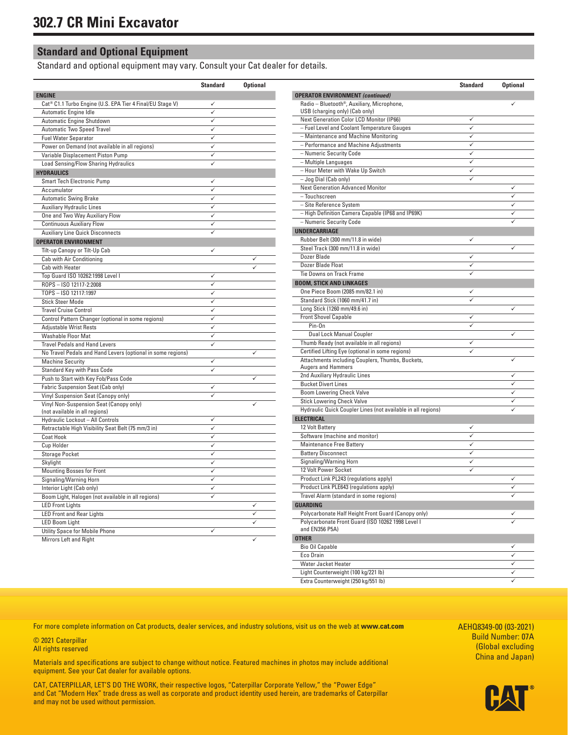#302.7 CR Mini Excavator

## Standard and Optional Equipment

Standard and optional equipment may vary. Consult your Cat dealer for details.

| | Standard | Optional |
|---|---|---|
| **ENGINE** | | |
| Cat® C1.1 Turbo Engine (U.S. EPA Tier 4 Final/EU Stage V) | ✓ | |
| Automatic Engine Idle | ✓ | |
| Automatic Engine Shutdown | ✓ | |
| Automatic Two Speed Travel | ✓ | |
| Fuel Water Separator | ✓ | |
| Power on Demand (not available in all regions) | ✓ | |
| Variable Displacement Piston Pump | ✓ | |
| Load Sensing/Flow Sharing Hydraulics | ✓ | |
| **HYDRAULICS** | | |
| Smart Tech Electronic Pump | ✓ | |
| Accumulator | ✓ | |
| Automatic Swing Brake | ✓ | |
| Auxiliary Hydraulic Lines | ✓ | |
| One and Two Way Auxiliary Flow | ✓ | |
| Continuous Auxiliary Flow | ✓ | |
| Auxiliary Line Quick Disconnects | ✓ | |
| **OPERATOR ENVIRONMENT** | | |
| Tilt-up Canopy or Tilt-Up Cab | ✓ | |
| Cab with Air Conditioning | | ✓ |
| Cab with Heater | | ✓ |
| Top Guard ISO 10262:1998 Level I | ✓ | |
| ROPS – ISO 12117-2:2008 | ✓ | |
| TOPS – ISO 12117:1997 | ✓ | |
| Stick Steer Mode | ✓ | |
| Travel Cruise Control | ✓ | |
| Control Pattern Changer (optional in some regions) | ✓ | |
| Adjustable Wrist Rests | ✓ | |
| Washable Floor Mat | ✓ | |
| Travel Pedals and Hand Levers | ✓ | |
| No Travel Pedals and Hand Levers (optional in some regions) | | ✓ |
| Machine Security | ✓ | |
| Standard Key with Pass Code | ✓ | |
| Push to Start with Key Fob/Pass Code | | ✓ |
| Fabric Suspension Seat (Cab only) | ✓ | |
| Vinyl Suspension Seat (Canopy only) | ✓ | |
| Vinyl Non-Suspension Seat (Canopy only) (not available in all regions) | | ✓ |
| Hydraulic Lockout – All Controls | ✓ | |
| Retractable High Visibility Seat Belt (75 mm/3 in) | ✓ | |
| Coat Hook | ✓ | |
| Cup Holder | ✓ | |
| Storage Pocket | ✓ | |
| Skylight | ✓ | |
| Mounting Bosses for Front | ✓ | |
| Signaling/Warning Horn | ✓ | |
| Interior Light (Cab only) | ✓ | |
| Boom Light, Halogen (not available in all regions) | ✓ | |
| LED Front Lights | | ✓ |
| LED Front and Rear Lights | | ✓ |
| LED Boom Light | | ✓ |
| Utility Space for Mobile Phone | ✓ | |
| Mirrors Left and Right | | ✓ |
| ***OPERATOR ENVIRONMENT (continued)*** | | |
| Radio – Bluetooth®, Auxiliary, Microphone, USB (charging only) (Cab only) | | ✓ |
| Next Generation Color LCD Monitor (IP66) | ✓ | |
| – Fuel Level and Coolant Temperature Gauges | ✓ | |
| – Maintenance and Machine Monitoring | ✓ | |
| – Performance and Machine Adjustments | ✓ | |
| – Numeric Security Code | ✓ | |
| – Multiple Languages | ✓ | |
| – Hour Meter with Wake Up Switch | ✓ | |
| – Jog Dial (Cab only) | ✓ | |
| Next Generation Advanced Monitor | | ✓ |
| – Touchscreen | | ✓ |
| – Site Reference System | | ✓ |
| – High Definition Camera Capable (IP68 and IP69K) | | ✓ |
| – Numeric Security Code | | ✓ |
| **UNDERCARRIAGE** | | |
| Rubber Belt (300 mm/11.8 in wide) | ✓ | |
| Steel Track (300 mm/11.8 in wide) | | ✓ |
| Dozer Blade | ✓ | |
| Dozer Blade Float | ✓ | |
| Tie Downs on Track Frame | ✓ | |
| **BOOM, STICK AND LINKAGES** | | |
| One Piece Boom (2085 mm/82.1 in) | ✓ | |
| Standard Stick (1060 mm/41.7 in) | ✓ | |
| Long Stick (1260 mm/49.6 in) | | ✓ |
| Front Shovel Capable | ✓ | |
| Pin-On | ✓ | |
| Dual Lock Manual Coupler | | ✓ |
| Thumb Ready (not available in all regions) | ✓ | |
| Certified Lifting Eye (optional in some regions) | ✓ | |
| Attachments including Couplers, Thumbs, Buckets, Augers and Hammers | | ✓ |
| 2nd Auxiliary Hydraulic Lines | | ✓ |
| Bucket Divert Lines | | ✓ |
| Boom Lowering Check Valve | | ✓ |
| Stick Lowering Check Valve | | ✓ |
| Hydraulic Quick Coupler Lines (not available in all regions) | | ✓ |
| **ELECTRICAL** | | |
| 12 Volt Battery | ✓ | |
| Software (machine and monitor) | ✓ | |
| Maintenance Free Battery | ✓ | |
| Battery Disconnect | ✓ | |
| Signaling/Warning Horn | ✓ | |
| 12 Volt Power Socket | ✓ | |
| Product Link PL243 (regulations apply) | | ✓ |
| Product Link PLE643 (regulations apply) | | ✓ |
| Travel Alarm (standard in some regions) | | ✓ |
| **GUARDING** | | |
| Polycarbonate Half Height Front Guard (Canopy only) | | ✓ |
| Polycarbonate Front Guard (ISO 10262 1998 Level I and EN356 P5A) | | ✓ |
| **OTHER** | | |
| Bio Oil Capable | | ✓ |
| Eco Drain | | ✓ |
| Water Jacket Heater | | ✓ |
| Light Counterweight (100 kg/221 lb) | | ✓ |
| Extra Counterweight (250 kg/551 lb) | | ✓ |

For more complete information on Cat products, dealer services, and industry solutions, visit us on the web at **www.cat.com**

© 2021 Caterpillar
All rights reserved

Materials and specifications are subject to change without notice. Featured machines in photos may include additional equipment. See your Cat dealer for available options.

CAT, CATERPILLAR, LET'S DO THE WORK, their respective logos, "Caterpillar Corporate Yellow," the "Power Edge" and Cat "Modern Hex" trade dress as well as corporate and product identity used herein, are trademarks of Caterpillar and may not be used without permission.

AEHQ8349-00 (03-2021)
Build Number: 07A
(Global excluding China and Japan)